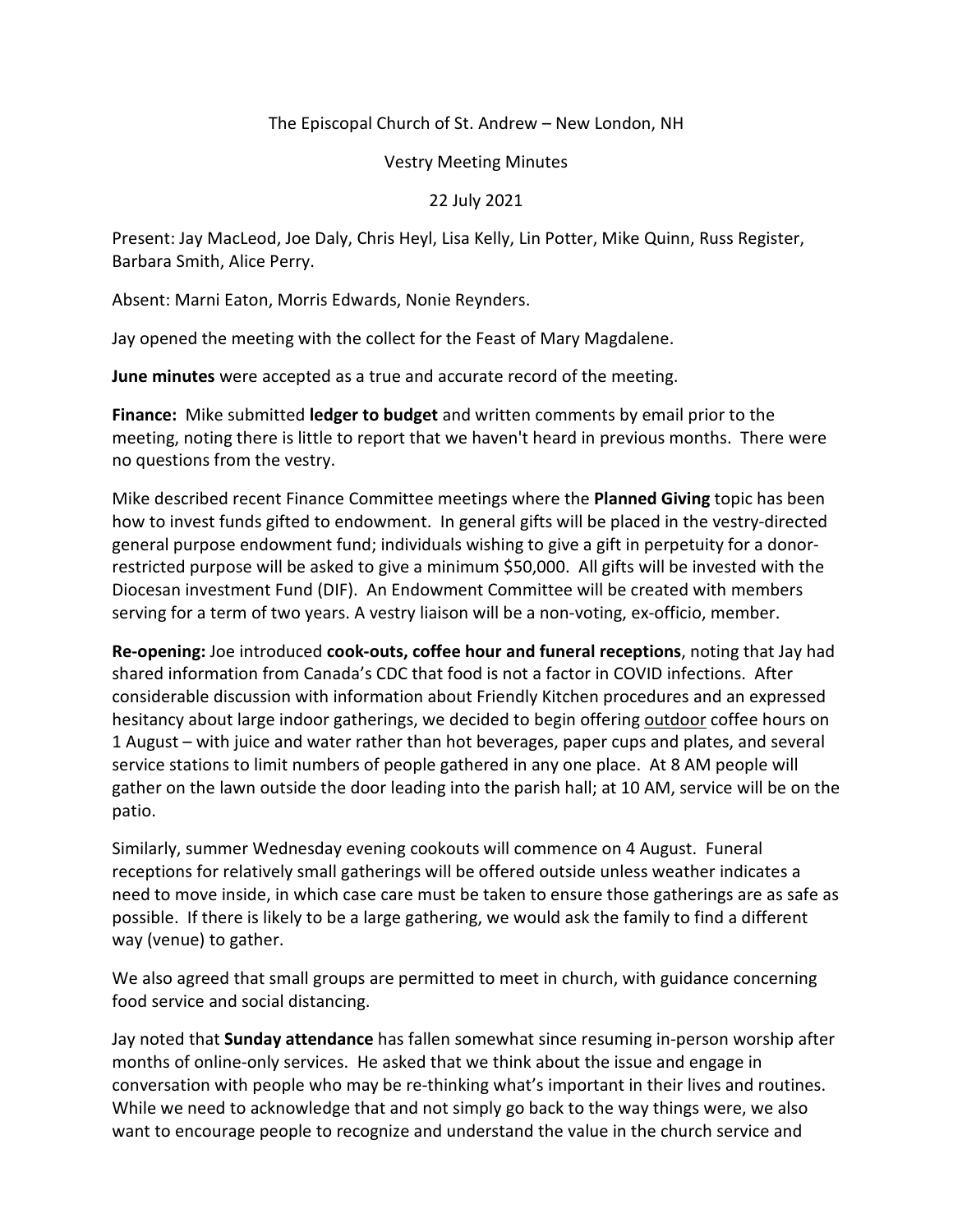The Episcopal Church of St. Andrew – New London, NH

Vestry Meeting Minutes

22 July 2021

Present: Jay MacLeod, Joe Daly, Chris Heyl, Lisa Kelly, Lin Potter, Mike Quinn, Russ Register, Barbara Smith, Alice Perry.

Absent: Marni Eaton, Morris Edwards, Nonie Reynders.

Jay opened the meeting with the collect for the Feast of Mary Magdalene.

**June minutes** were accepted as a true and accurate record of the meeting.

**Finance:** Mike submitted **ledger to budget** and written comments by email prior to the meeting, noting there is little to report that we haven't heard in previous months. There were no questions from the vestry.

Mike described recent Finance Committee meetings where the **Planned Giving** topic has been how to invest funds gifted to endowment. In general gifts will be placed in the vestry-directed general purpose endowment fund; individuals wishing to give a gift in perpetuity for a donor-restricted purpose will be asked to give a minimum $50,000. All gifts will be invested with the Diocesan investment Fund (DIF). An Endowment Committee will be created with members serving for a term of two years. A vestry liaison will be a non-voting, ex-officio, member.

**Re-opening:** Joe introduced **cook-outs, coffee hour and funeral receptions**, noting that Jay had shared information from Canada's CDC that food is not a factor in COVID infections. After considerable discussion with information about Friendly Kitchen procedures and an expressed hesitancy about large indoor gatherings, we decided to begin offering <u>outdoor</u> coffee hours on 1 August – with juice and water rather than hot beverages, paper cups and plates, and several service stations to limit numbers of people gathered in any one place. At 8 AM people will gather on the lawn outside the door leading into the parish hall; at 10 AM, service will be on the patio.

Similarly, summer Wednesday evening cookouts will commence on 4 August. Funeral receptions for relatively small gatherings will be offered outside unless weather indicates a need to move inside, in which case care must be taken to ensure those gatherings are as safe as possible. If there is likely to be a large gathering, we would ask the family to find a different way (venue) to gather.

We also agreed that small groups are permitted to meet in church, with guidance concerning food service and social distancing.

Jay noted that **Sunday attendance** has fallen somewhat since resuming in-person worship after months of online-only services. He asked that we think about the issue and engage in conversation with people who may be re-thinking what's important in their lives and routines. While we need to acknowledge that and not simply go back to the way things were, we also want to encourage people to recognize and understand the value in the church service and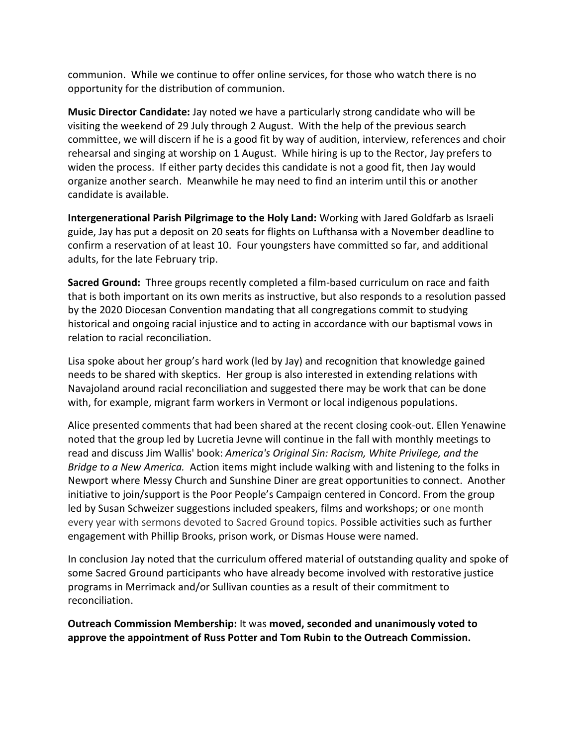communion. While we continue to offer online services, for those who watch there is no opportunity for the distribution of communion.

**Music Director Candidate:** Jay noted we have a particularly strong candidate who will be visiting the weekend of 29 July through 2 August. With the help of the previous search committee, we will discern if he is a good fit by way of audition, interview, references and choir rehearsal and singing at worship on 1 August. While hiring is up to the Rector, Jay prefers to widen the process. If either party decides this candidate is not a good fit, then Jay would organize another search. Meanwhile he may need to find an interim until this or another candidate is available.

**Intergenerational Parish Pilgrimage to the Holy Land:** Working with Jared Goldfarb as Israeli guide, Jay has put a deposit on 20 seats for flights on Lufthansa with a November deadline to confirm a reservation of at least 10. Four youngsters have committed so far, and additional adults, for the late February trip.

**Sacred Ground:** Three groups recently completed a film-based curriculum on race and faith that is both important on its own merits as instructive, but also responds to a resolution passed by the 2020 Diocesan Convention mandating that all congregations commit to studying historical and ongoing racial injustice and to acting in accordance with our baptismal vows in relation to racial reconciliation.

Lisa spoke about her group's hard work (led by Jay) and recognition that knowledge gained needs to be shared with skeptics. Her group is also interested in extending relations with Navajoland around racial reconciliation and suggested there may be work that can be done with, for example, migrant farm workers in Vermont or local indigenous populations.

Alice presented comments that had been shared at the recent closing cook-out. Ellen Yenawine noted that the group led by Lucretia Jevne will continue in the fall with monthly meetings to read and discuss Jim Wallis' book: *America's Original Sin: Racism, White Privilege, and the Bridge to a New America.* Action items might include walking with and listening to the folks in Newport where Messy Church and Sunshine Diner are great opportunities to connect. Another initiative to join/support is the Poor People's Campaign centered in Concord. From the group led by Susan Schweizer suggestions included speakers, films and workshops; or one month every year with sermons devoted to Sacred Ground topics. Possible activities such as further engagement with Phillip Brooks, prison work, or Dismas House were named.

In conclusion Jay noted that the curriculum offered material of outstanding quality and spoke of some Sacred Ground participants who have already become involved with restorative justice programs in Merrimack and/or Sullivan counties as a result of their commitment to reconciliation.

**Outreach Commission Membership:** It was **moved, seconded and unanimously voted to approve the appointment of Russ Potter and Tom Rubin to the Outreach Commission.**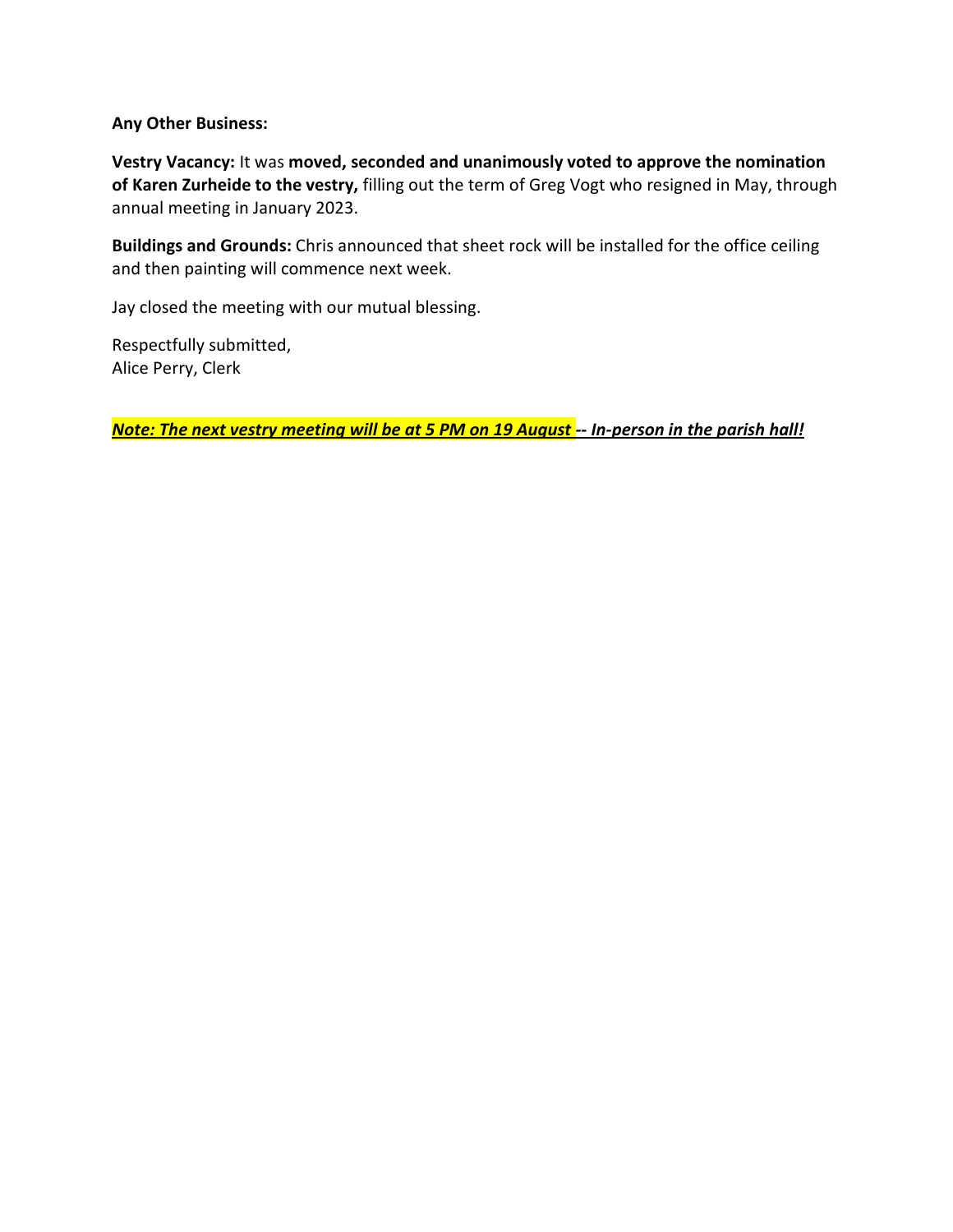**Any Other Business:**

**Vestry Vacancy:** It was **moved, seconded and unanimously voted to approve the nomination of Karen Zurheide to the vestry,** filling out the term of Greg Vogt who resigned in May, through annual meeting in January 2023.

**Buildings and Grounds:** Chris announced that sheet rock will be installed for the office ceiling and then painting will commence next week.

Jay closed the meeting with our mutual blessing.

Respectfully submitted,
Alice Perry, Clerk

***Note: The next vestry meeting will be at 5 PM on 19 August -- In-person in the parish hall!***